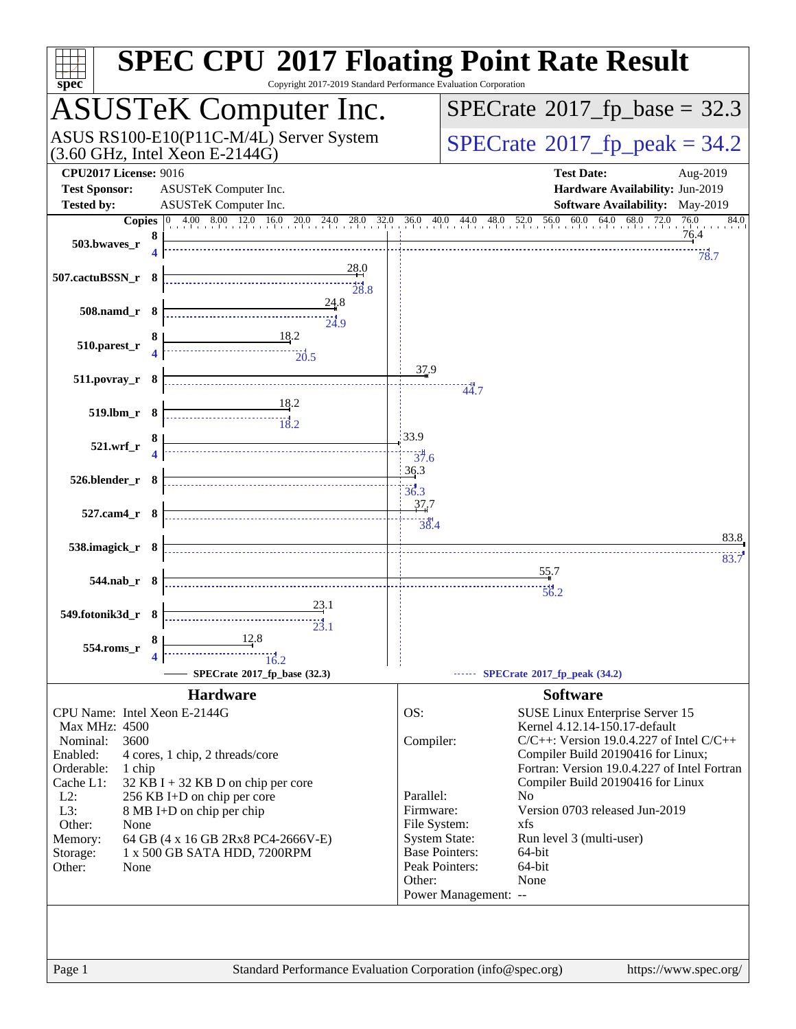# SPEC CPU 2017 Floating Point Rate Result

Copyright 2017-2019 Standard Performance Evaluation Corporation

## ASUSTeK Computer Inc.

ASUS RS100-E10(P11C-M/4L) Server System (3.60 GHz, Intel Xeon E-2144G)

**SPECrate 2017_fp_base = 32.3**

**SPECrate 2017_fp_peak = 34.2**

**CPU2017 License:** 9016
**Test Sponsor:** ASUSTeK Computer Inc.
**Tested by:** ASUSTeK Computer Inc.

**Test Date:** Aug-2019
**Hardware Availability:** Jun-2019
**Software Availability:** May-2019

| Benchmark | Base Copies | Base | Peak Copies | Peak |
|---|---|---|---|---|
| 503.bwaves_r | 8 | 76.4 | 4 | 78.7 |
| 507.cactuBSSN_r | 8 | 28.0 | 8 | 28.8 |
| 508.namd_r | 8 | 24.8 | 8 | 24.9 |
| 510.parest_r | 8 | 18.2 | 4 | 20.5 |
| 511.povray_r | 8 | 37.9 | 8 | 44.7 |
| 519.lbm_r | 8 | 18.2 | 8 | 18.2 |
| 521.wrf_r | 8 | 33.9 | 4 | 37.6 |
| 526.blender_r | 8 | 36.3 | 8 | 36.3 |
| 527.cam4_r | 8 | 37.7 | 8 | 38.4 |
| 538.imagick_r | 8 | 83.8 | 8 | 83.7 |
| 544.nab_r | 8 | 55.7 | 8 | 56.2 |
| 549.fotonik3d_r | 8 | 23.1 | 8 | 23.1 |
| 554.roms_r | 8 | 12.8 | 4 | 16.2 |

SPECrate 2017_fp_base (32.3) — SPECrate 2017_fp_peak (34.2)

### Hardware

| | |
|---|---|
| CPU Name: | Intel Xeon E-2144G |
| Max MHz: | 4500 |
| Nominal: | 3600 |
| Enabled: | 4 cores, 1 chip, 2 threads/core |
| Orderable: | 1 chip |
| Cache L1: | 32 KB I + 32 KB D on chip per core |
| L2: | 256 KB I+D on chip per core |
| L3: | 8 MB I+D on chip per chip |
| Other: | None |
| Memory: | 64 GB (4 x 16 GB 2Rx8 PC4-2666V-E) |
| Storage: | 1 x 500 GB SATA HDD, 7200RPM |
| Other: | None |

### Software

| | |
|---|---|
| OS: | SUSE Linux Enterprise Server 15 Kernel 4.12.14-150.17-default |
| Compiler: | C/C++: Version 19.0.4.227 of Intel C/C++ Compiler Build 20190416 for Linux; Fortran: Version 19.0.4.227 of Intel Fortran Compiler Build 20190416 for Linux |
| Parallel: | No |
| Firmware: | Version 0703 released Jun-2019 |
| File System: | xfs |
| System State: | Run level 3 (multi-user) |
| Base Pointers: | 64-bit |
| Peak Pointers: | 64-bit |
| Other: | None |
| Power Management: | -- |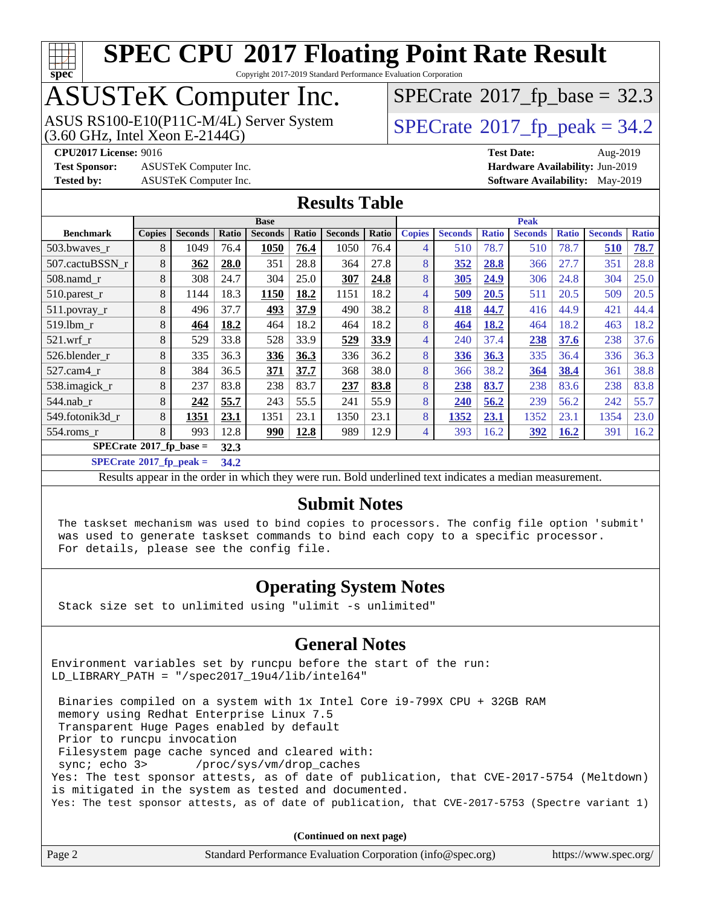# SPEC CPU 2017 Floating Point Rate Result

Copyright 2017-2019 Standard Performance Evaluation Corporation

## ASUSTeK Computer Inc.

ASUS RS100-E10(P11C-M/4L) Server System
(3.60 GHz, Intel Xeon E-2144G)

SPECrate 2017_fp_base = 32.3

SPECrate 2017_fp_peak = 34.2

**CPU2017 License:** 9016
**Test Sponsor:** ASUSTeK Computer Inc.
**Tested by:** ASUSTeK Computer Inc.

**Test Date:** Aug-2019
**Hardware Availability:** Jun-2019
**Software Availability:** May-2019

## Results Table

| Benchmark | Base | | | | | | | Peak | | | | | | |
|---|---|---|---|---|---|---|---|---|---|---|---|---|---|---|
| | Copies | Seconds | Ratio | Seconds | Ratio | Seconds | Ratio | Copies | Seconds | Ratio | Seconds | Ratio | Seconds | Ratio |
| 503.bwaves_r | 8 | 1049 | 76.4 | **1050** | **76.4** | 1050 | 76.4 | 4 | 510 | 78.7 | 510 | 78.7 | **510** | **78.7** |
| 507.cactuBSSN_r | 8 | **362** | **28.0** | 351 | 28.8 | 364 | 27.8 | 8 | **352** | **28.8** | 366 | 27.7 | 351 | 28.8 |
| 508.namd_r | 8 | 308 | 24.7 | 304 | 25.0 | **307** | **24.8** | 8 | **305** | **24.9** | 306 | 24.8 | 304 | 25.0 |
| 510.parest_r | 8 | 1144 | 18.3 | **1150** | **18.2** | 1151 | 18.2 | 4 | **509** | **20.5** | 511 | 20.5 | 509 | 20.5 |
| 511.povray_r | 8 | 496 | 37.7 | **493** | **37.9** | 490 | 38.2 | 8 | **418** | **44.7** | 416 | 44.9 | 421 | 44.4 |
| 519.lbm_r | 8 | **464** | **18.2** | 464 | 18.2 | 464 | 18.2 | 8 | **464** | **18.2** | 464 | 18.2 | 463 | 18.2 |
| 521.wrf_r | 8 | 529 | 33.8 | 528 | 33.9 | **529** | **33.9** | 4 | 240 | 37.4 | **238** | **37.6** | 238 | 37.6 |
| 526.blender_r | 8 | 335 | 36.3 | **336** | **36.3** | 336 | 36.2 | 8 | **336** | **36.3** | 335 | 36.4 | 336 | 36.3 |
| 527.cam4_r | 8 | 384 | 36.5 | **371** | **37.7** | 368 | 38.0 | 8 | 366 | 38.2 | **364** | **38.4** | 361 | 38.8 |
| 538.imagick_r | 8 | 237 | 83.8 | 238 | 83.7 | **237** | **83.8** | 8 | **238** | **83.7** | 238 | 83.6 | 238 | 83.8 |
| 544.nab_r | 8 | **242** | **55.7** | 243 | 55.5 | 241 | 55.9 | 8 | **240** | **56.2** | 239 | 56.2 | 242 | 55.7 |
| 549.fotonik3d_r | 8 | **1351** | **23.1** | 1351 | 23.1 | 1350 | 23.1 | 8 | **1352** | **23.1** | 1352 | 23.1 | 1354 | 23.0 |
| 554.roms_r | 8 | 993 | 12.8 | **990** | **12.8** | 989 | 12.9 | 4 | 393 | 16.2 | **392** | **16.2** | 391 | 16.2 |

**SPECrate 2017_fp_base = 32.3**

**SPECrate 2017_fp_peak = 34.2**

Results appear in the order in which they were run. Bold underlined text indicates a median measurement.

## Submit Notes

```
The taskset mechanism was used to bind copies to processors. The config file option 'submit'
was used to generate taskset commands to bind each copy to a specific processor.
For details, please see the config file.
```

## Operating System Notes

```
Stack size set to unlimited using "ulimit -s unlimited"
```

## General Notes

```
Environment variables set by runcpu before the start of the run:
LD_LIBRARY_PATH = "/spec2017_19u4/lib/intel64"

 Binaries compiled on a system with 1x Intel Core i9-799X CPU + 32GB RAM
 memory using Redhat Enterprise Linux 7.5
 Transparent Huge Pages enabled by default
 Prior to runcpu invocation
 Filesystem page cache synced and cleared with:
 sync; echo 3>       /proc/sys/vm/drop_caches
Yes: The test sponsor attests, as of date of publication, that CVE-2017-5754 (Meltdown)
is mitigated in the system as tested and documented.
Yes: The test sponsor attests, as of date of publication, that CVE-2017-5753 (Spectre variant 1)
```

**(Continued on next page)**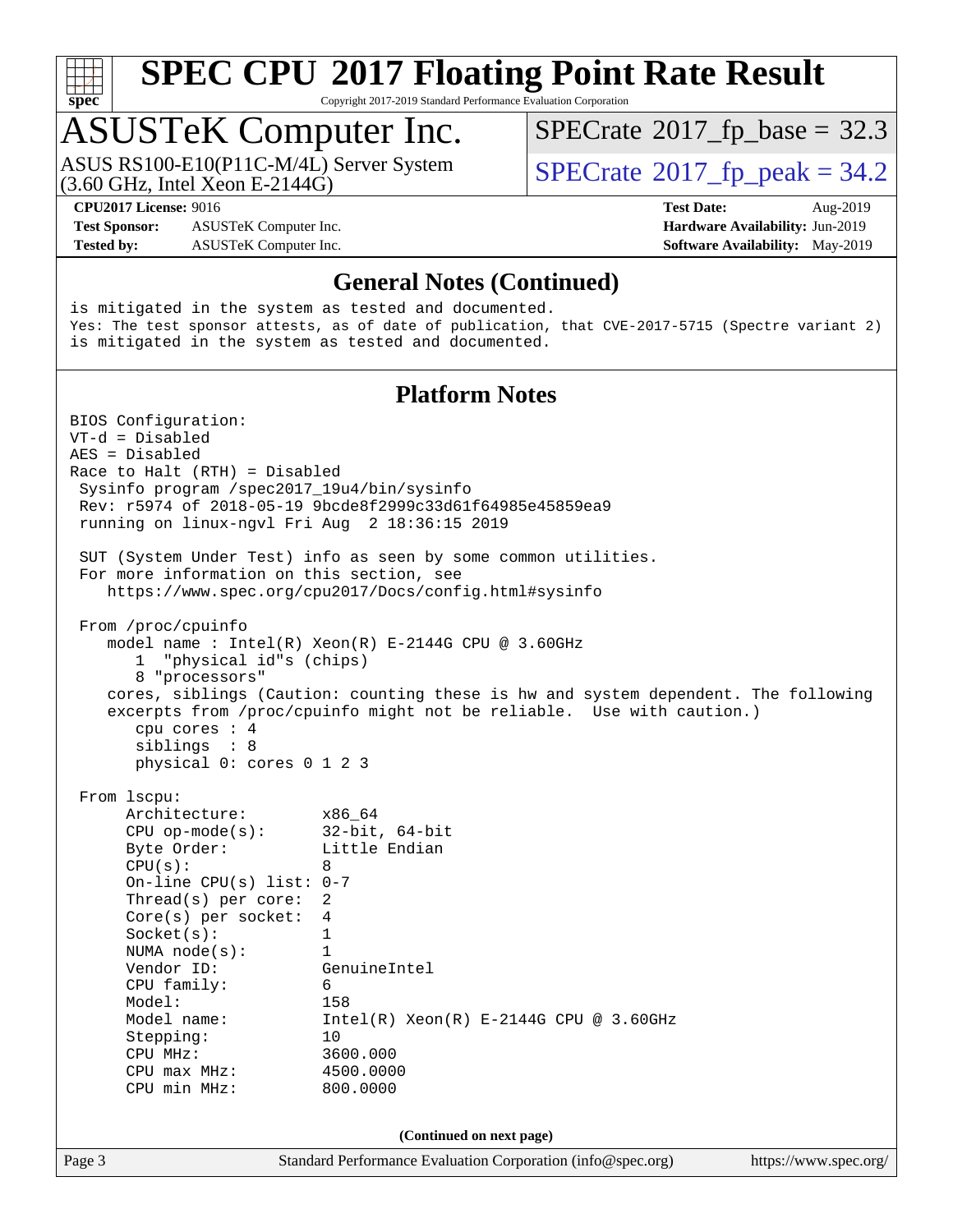# SPEC CPU 2017 Floating Point Rate Result

Copyright 2017-2019 Standard Performance Evaluation Corporation

## ASUSTeK Computer Inc.

ASUS RS100-E10(P11C-M/4L) Server System (3.60 GHz, Intel Xeon E-2144G)

SPECrate 2017_fp_base = 32.3

SPECrate 2017_fp_peak = 34.2

**CPU2017 License:** 9016
**Test Sponsor:** ASUSTeK Computer Inc.
**Tested by:** ASUSTeK Computer Inc.

**Test Date:** Aug-2019
**Hardware Availability:** Jun-2019
**Software Availability:** May-2019

## General Notes (Continued)

```
is mitigated in the system as tested and documented.
Yes: The test sponsor attests, as of date of publication, that CVE-2017-5715 (Spectre variant 2)
is mitigated in the system as tested and documented.
```

## Platform Notes

```
BIOS Configuration:
VT-d = Disabled
AES = Disabled
Race to Halt (RTH) = Disabled
 Sysinfo program /spec2017_19u4/bin/sysinfo
 Rev: r5974 of 2018-05-19 9bcde8f2999c33d61f64985e45859ea9
 running on linux-ngvl Fri Aug  2 18:36:15 2019

 SUT (System Under Test) info as seen by some common utilities.
 For more information on this section, see
    https://www.spec.org/cpu2017/Docs/config.html#sysinfo

 From /proc/cpuinfo
    model name : Intel(R) Xeon(R) E-2144G CPU @ 3.60GHz
       1  "physical id"s (chips)
       8 "processors"
    cores, siblings (Caution: counting these is hw and system dependent. The following
    excerpts from /proc/cpuinfo might not be reliable.  Use with caution.)
       cpu cores : 4
       siblings  : 8
       physical 0: cores 0 1 2 3

 From lscpu:
      Architecture:        x86_64
      CPU op-mode(s):      32-bit, 64-bit
      Byte Order:          Little Endian
      CPU(s):              8
      On-line CPU(s) list: 0-7
      Thread(s) per core:  2
      Core(s) per socket:  4
      Socket(s):           1
      NUMA node(s):        1
      Vendor ID:           GenuineIntel
      CPU family:          6
      Model:               158
      Model name:          Intel(R) Xeon(R) E-2144G CPU @ 3.60GHz
      Stepping:            10
      CPU MHz:             3600.000
      CPU max MHz:         4500.0000
      CPU min MHz:         800.0000
```

(Continued on next page)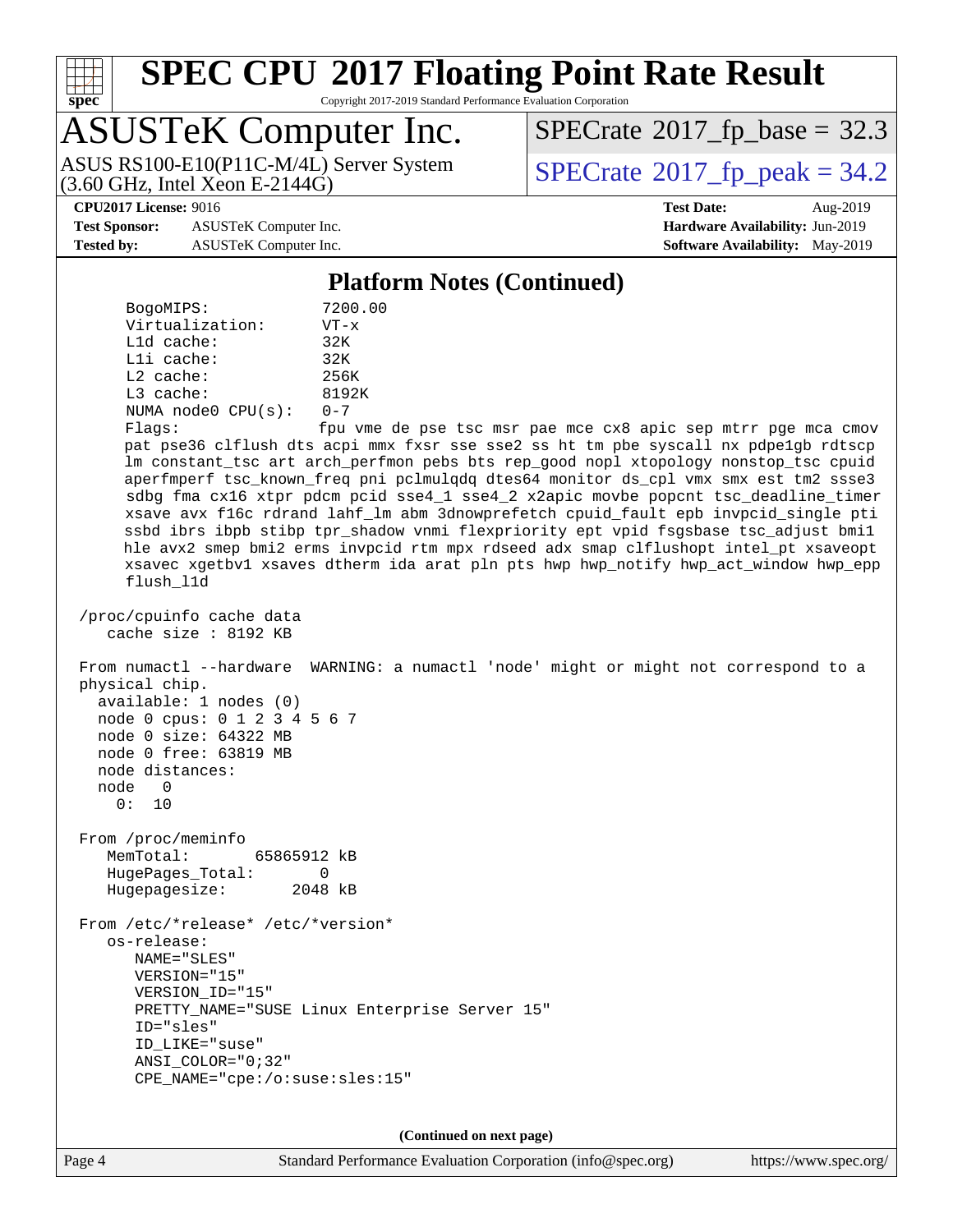## Platform Notes (Continued)

```
     BogoMIPS:              7200.00
     Virtualization:        VT-x
     L1d cache:             32K
     L1i cache:             32K
     L2 cache:              256K
     L3 cache:              8192K
     NUMA node0 CPU(s):     0-7
     Flags:                 fpu vme de pse tsc msr pae mce cx8 apic sep mtrr pge mca cmov
     pat pse36 clflush dts acpi mmx fxsr sse sse2 ss ht tm pbe syscall nx pdpe1gb rdtscp
     lm constant_tsc art arch_perfmon pebs bts rep_good nopl xtopology nonstop_tsc cpuid
     aperfmperf tsc_known_freq pni pclmulqdq dtes64 monitor ds_cpl vmx smx est tm2 ssse3
     sdbg fma cx16 xtpr pdcm pcid sse4_1 sse4_2 x2apic movbe popcnt tsc_deadline_timer
     xsave avx f16c rdrand lahf_lm abm 3dnowprefetch cpuid_fault epb invpcid_single pti
     ssbd ibrs ibpb stibp tpr_shadow vnmi flexpriority ept vpid fsgsbase tsc_adjust bmi1
     hle avx2 smep bmi2 erms invpcid rtm mpx rdseed adx smap clflushopt intel_pt xsaveopt
     xsavec xgetbv1 xsaves dtherm ida arat pln pts hwp hwp_notify hwp_act_window hwp_epp
     flush_l1d

 /proc/cpuinfo cache data
    cache size : 8192 KB

 From numactl --hardware  WARNING: a numactl 'node' might or might not correspond to a
 physical chip.
   available: 1 nodes (0)
   node 0 cpus: 0 1 2 3 4 5 6 7
   node 0 size: 64322 MB
   node 0 free: 63819 MB
   node distances:
   node   0
     0:  10

 From /proc/meminfo
    MemTotal:       65865912 kB
    HugePages_Total:       0
    Hugepagesize:       2048 kB

 From /etc/*release* /etc/*version*
    os-release:
       NAME="SLES"
       VERSION="15"
       VERSION_ID="15"
       PRETTY_NAME="SUSE Linux Enterprise Server 15"
       ID="sles"
       ID_LIKE="suse"
       ANSI_COLOR="0;32"
       CPE_NAME="cpe:/o:suse:sles:15"
```

**(Continued on next page)**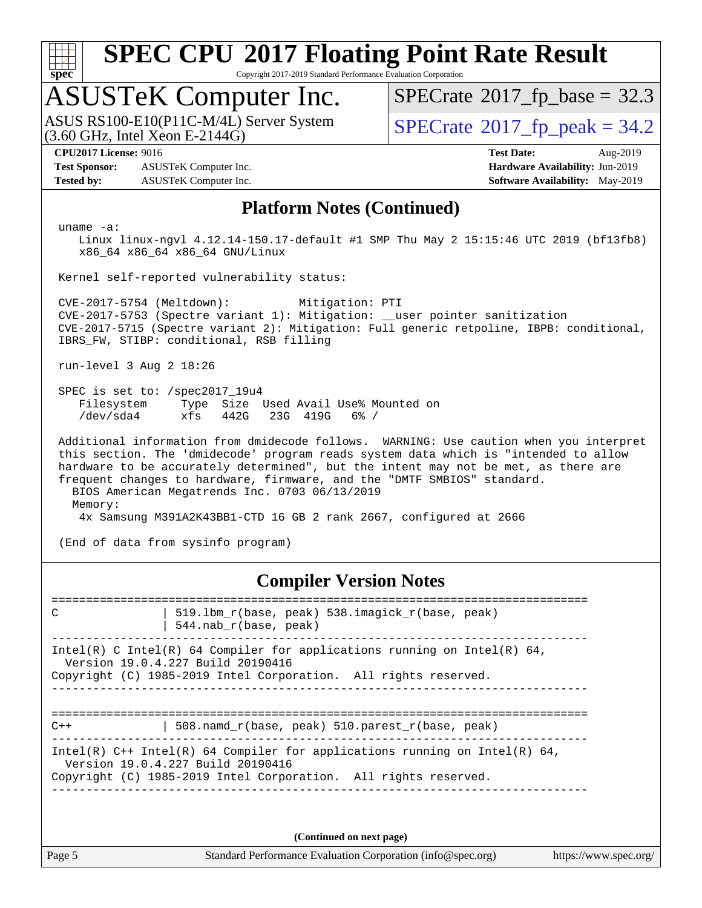# SPEC CPU 2017 Floating Point Rate Result

Copyright 2017-2019 Standard Performance Evaluation Corporation

## ASUSTeK Computer Inc.

ASUS RS100-E10(P11C-M/4L) Server System
(3.60 GHz, Intel Xeon E-2144G)

SPECrate 2017_fp_base = 32.3

SPECrate 2017_fp_peak = 34.2

**CPU2017 License:** 9016
**Test Sponsor:** ASUSTeK Computer Inc.
**Tested by:** ASUSTeK Computer Inc.

**Test Date:** Aug-2019
**Hardware Availability:** Jun-2019
**Software Availability:** May-2019

## Platform Notes (Continued)

```
uname -a:
   Linux linux-ngvl 4.12.14-150.17-default #1 SMP Thu May 2 15:15:46 UTC 2019 (bf13fb8)
   x86_64 x86_64 x86_64 GNU/Linux

Kernel self-reported vulnerability status:

CVE-2017-5754 (Meltdown):          Mitigation: PTI
CVE-2017-5753 (Spectre variant 1): Mitigation: __user pointer sanitization
CVE-2017-5715 (Spectre variant 2): Mitigation: Full generic retpoline, IBPB: conditional,
IBRS_FW, STIBP: conditional, RSB filling

run-level 3 Aug 2 18:26

SPEC is set to: /spec2017_19u4
   Filesystem     Type  Size  Used Avail Use% Mounted on
   /dev/sda4      xfs   442G   23G  419G   6% /

Additional information from dmidecode follows.  WARNING: Use caution when you interpret
this section. The 'dmidecode' program reads system data which is "intended to allow
hardware to be accurately determined", but the intent may not be met, as there are
frequent changes to hardware, firmware, and the "DMTF SMBIOS" standard.
  BIOS American Megatrends Inc. 0703 06/13/2019
  Memory:
    4x Samsung M391A2K43BB1-CTD 16 GB 2 rank 2667, configured at 2666

(End of data from sysinfo program)
```

## Compiler Version Notes

```
==============================================================================
C               | 519.lbm_r(base, peak) 538.imagick_r(base, peak)
                | 544.nab_r(base, peak)
------------------------------------------------------------------------------
Intel(R) C Intel(R) 64 Compiler for applications running on Intel(R) 64,
  Version 19.0.4.227 Build 20190416
Copyright (C) 1985-2019 Intel Corporation.  All rights reserved.
------------------------------------------------------------------------------

==============================================================================
C++             | 508.namd_r(base, peak) 510.parest_r(base, peak)
------------------------------------------------------------------------------
Intel(R) C++ Intel(R) 64 Compiler for applications running on Intel(R) 64,
  Version 19.0.4.227 Build 20190416
Copyright (C) 1985-2019 Intel Corporation.  All rights reserved.
------------------------------------------------------------------------------
```

**(Continued on next page)**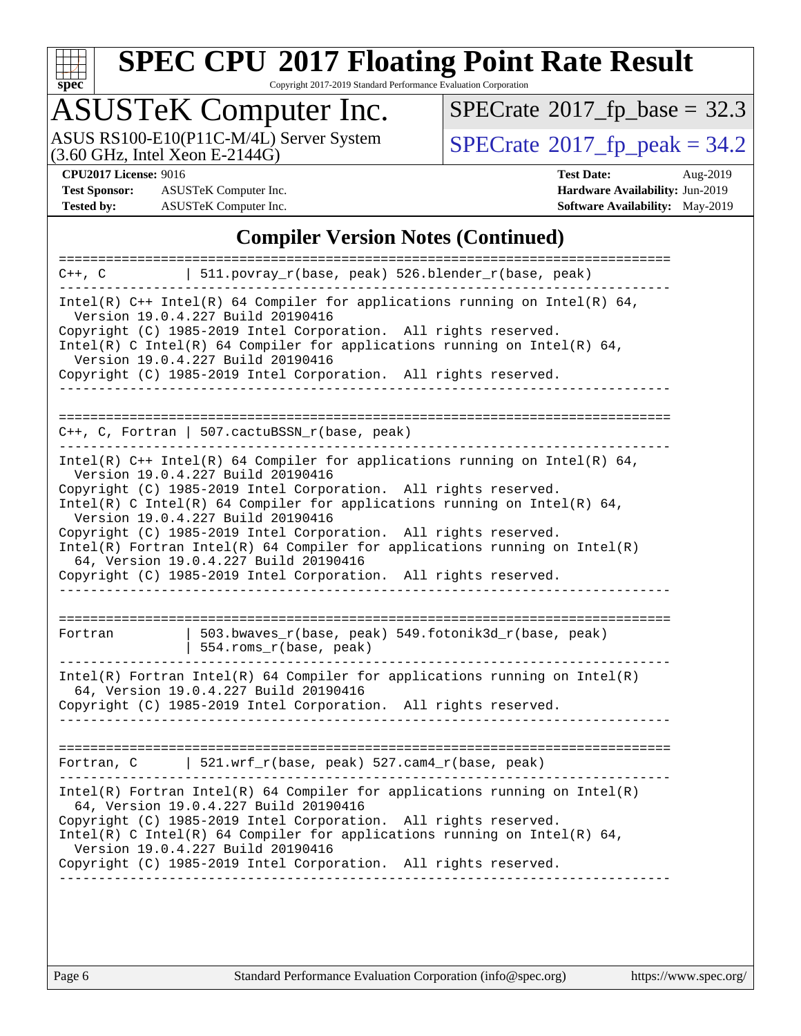## Compiler Version Notes (Continued)

```
==============================================================================
C++, C          | 511.povray_r(base, peak) 526.blender_r(base, peak)
------------------------------------------------------------------------------
Intel(R) C++ Intel(R) 64 Compiler for applications running on Intel(R) 64,
  Version 19.0.4.227 Build 20190416
Copyright (C) 1985-2019 Intel Corporation.  All rights reserved.
Intel(R) C Intel(R) 64 Compiler for applications running on Intel(R) 64,
  Version 19.0.4.227 Build 20190416
Copyright (C) 1985-2019 Intel Corporation.  All rights reserved.
------------------------------------------------------------------------------

==============================================================================
C++, C, Fortran | 507.cactuBSSN_r(base, peak)
------------------------------------------------------------------------------
Intel(R) C++ Intel(R) 64 Compiler for applications running on Intel(R) 64,
  Version 19.0.4.227 Build 20190416
Copyright (C) 1985-2019 Intel Corporation.  All rights reserved.
Intel(R) C Intel(R) 64 Compiler for applications running on Intel(R) 64,
  Version 19.0.4.227 Build 20190416
Copyright (C) 1985-2019 Intel Corporation.  All rights reserved.
Intel(R) Fortran Intel(R) 64 Compiler for applications running on Intel(R)
  64, Version 19.0.4.227 Build 20190416
Copyright (C) 1985-2019 Intel Corporation.  All rights reserved.
------------------------------------------------------------------------------

==============================================================================
Fortran         | 503.bwaves_r(base, peak) 549.fotonik3d_r(base, peak)
                | 554.roms_r(base, peak)
------------------------------------------------------------------------------
Intel(R) Fortran Intel(R) 64 Compiler for applications running on Intel(R)
  64, Version 19.0.4.227 Build 20190416
Copyright (C) 1985-2019 Intel Corporation.  All rights reserved.
------------------------------------------------------------------------------

==============================================================================
Fortran, C      | 521.wrf_r(base, peak) 527.cam4_r(base, peak)
------------------------------------------------------------------------------
Intel(R) Fortran Intel(R) 64 Compiler for applications running on Intel(R)
  64, Version 19.0.4.227 Build 20190416
Copyright (C) 1985-2019 Intel Corporation.  All rights reserved.
Intel(R) C Intel(R) 64 Compiler for applications running on Intel(R) 64,
  Version 19.0.4.227 Build 20190416
Copyright (C) 1985-2019 Intel Corporation.  All rights reserved.
------------------------------------------------------------------------------
```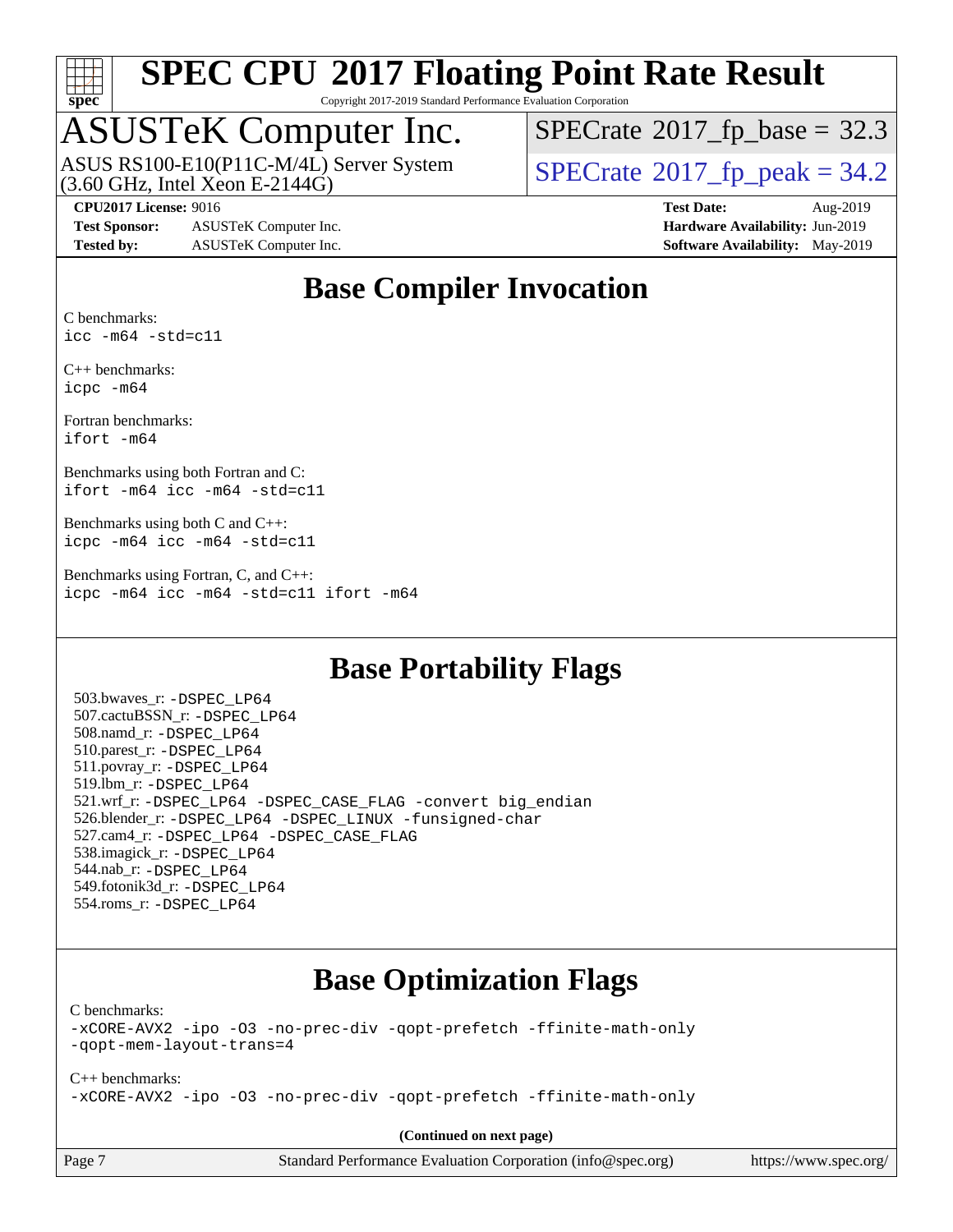# Base Compiler Invocation

C benchmarks:
```
icc -m64 -std=c11
```

C++ benchmarks:
```
icpc -m64
```

Fortran benchmarks:
```
ifort -m64
```

Benchmarks using both Fortran and C:
```
ifort -m64 icc -m64 -std=c11
```

Benchmarks using both C and C++:
```
icpc -m64 icc -m64 -std=c11
```

Benchmarks using Fortran, C, and C++:
```
icpc -m64 icc -m64 -std=c11 ifort -m64
```

# Base Portability Flags

503.bwaves_r: -DSPEC_LP64
507.cactuBSSN_r: -DSPEC_LP64
508.namd_r: -DSPEC_LP64
510.parest_r: -DSPEC_LP64
511.povray_r: -DSPEC_LP64
519.lbm_r: -DSPEC_LP64
521.wrf_r: -DSPEC_LP64 -DSPEC_CASE_FLAG -convert big_endian
526.blender_r: -DSPEC_LP64 -DSPEC_LINUX -funsigned-char
527.cam4_r: -DSPEC_LP64 -DSPEC_CASE_FLAG
538.imagick_r: -DSPEC_LP64
544.nab_r: -DSPEC_LP64
549.fotonik3d_r: -DSPEC_LP64
554.roms_r: -DSPEC_LP64

# Base Optimization Flags

C benchmarks:
```
-xCORE-AVX2 -ipo -O3 -no-prec-div -qopt-prefetch -ffinite-math-only
-qopt-mem-layout-trans=4
```

C++ benchmarks:
```
-xCORE-AVX2 -ipo -O3 -no-prec-div -qopt-prefetch -ffinite-math-only
```

**(Continued on next page)**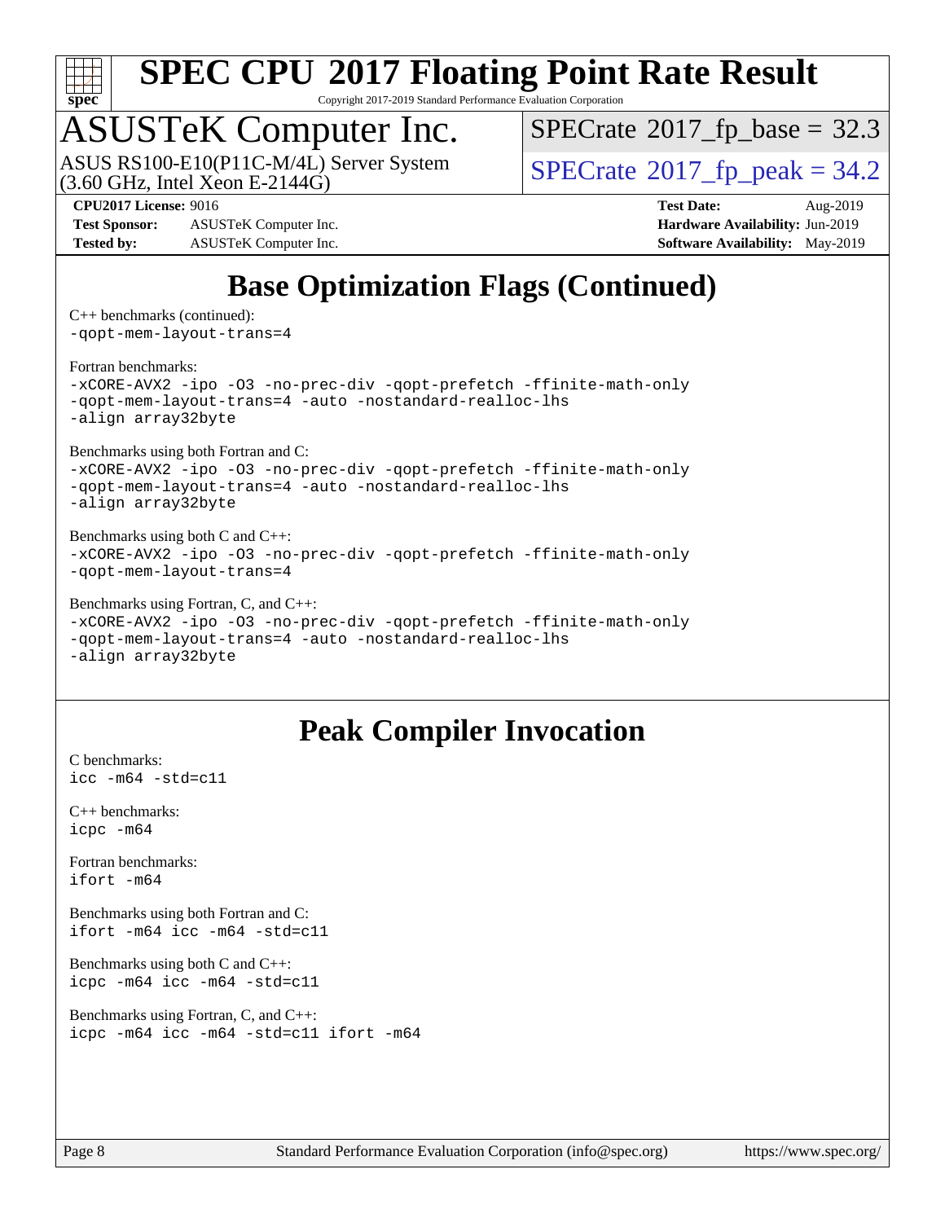## Base Optimization Flags (Continued)

C++ benchmarks (continued):
```
-qopt-mem-layout-trans=4
```

Fortran benchmarks:
```
-xCORE-AVX2 -ipo -O3 -no-prec-div -qopt-prefetch -ffinite-math-only
-qopt-mem-layout-trans=4 -auto -nostandard-realloc-lhs
-align array32byte
```

Benchmarks using both Fortran and C:
```
-xCORE-AVX2 -ipo -O3 -no-prec-div -qopt-prefetch -ffinite-math-only
-qopt-mem-layout-trans=4 -auto -nostandard-realloc-lhs
-align array32byte
```

Benchmarks using both C and C++:
```
-xCORE-AVX2 -ipo -O3 -no-prec-div -qopt-prefetch -ffinite-math-only
-qopt-mem-layout-trans=4
```

Benchmarks using Fortran, C, and C++:
```
-xCORE-AVX2 -ipo -O3 -no-prec-div -qopt-prefetch -ffinite-math-only
-qopt-mem-layout-trans=4 -auto -nostandard-realloc-lhs
-align array32byte
```

## Peak Compiler Invocation

C benchmarks:
```
icc -m64 -std=c11
```

C++ benchmarks:
```
icpc -m64
```

Fortran benchmarks:
```
ifort -m64
```

Benchmarks using both Fortran and C:
```
ifort -m64 icc -m64 -std=c11
```

Benchmarks using both C and C++:
```
icpc -m64 icc -m64 -std=c11
```

Benchmarks using Fortran, C, and C++:
```
icpc -m64 icc -m64 -std=c11 ifort -m64
```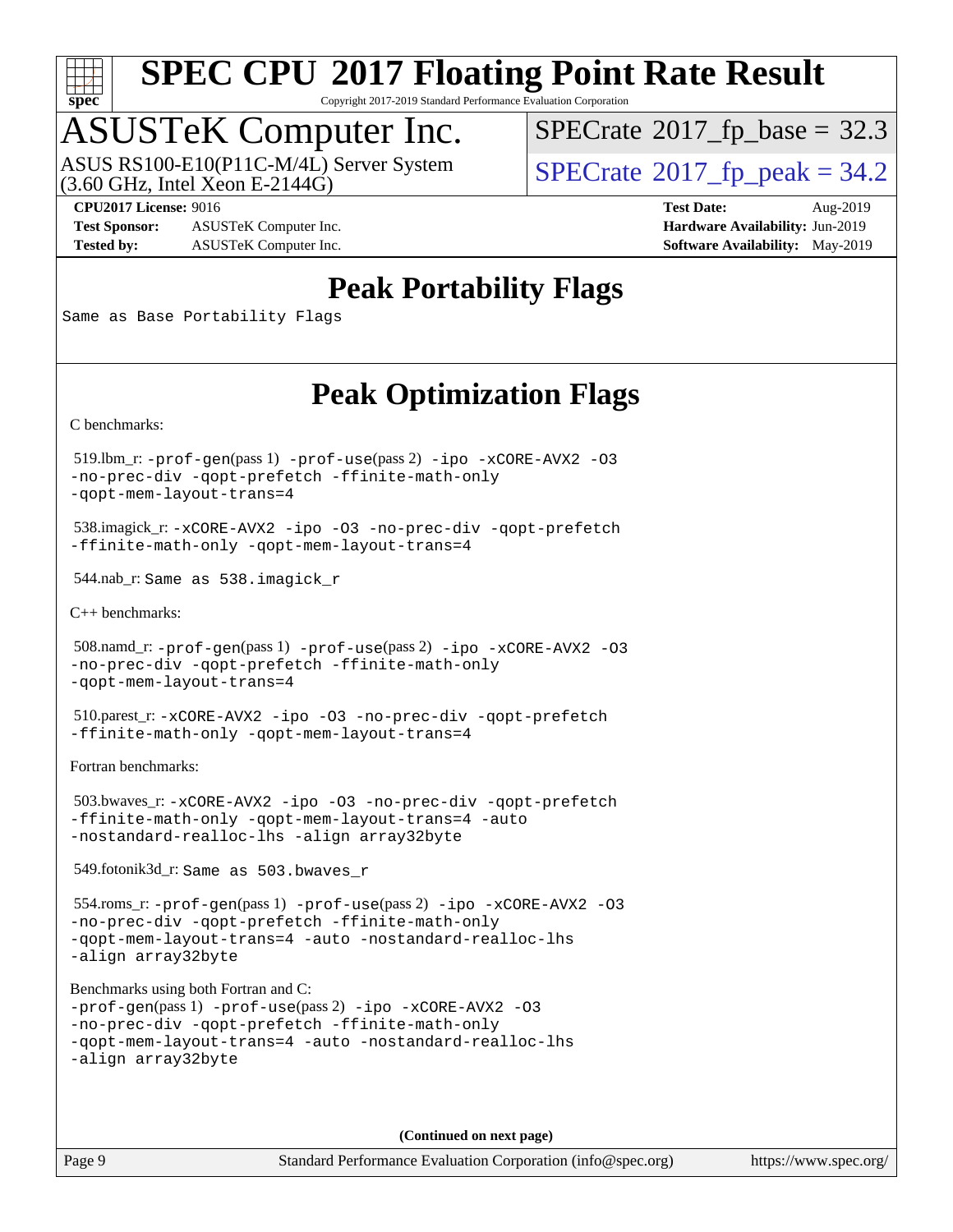# Peak Portability Flags

Same as Base Portability Flags

# Peak Optimization Flags

C benchmarks:

519.lbm_r: `-prof-gen`(pass 1) `-prof-use`(pass 2) `-ipo -xCORE-AVX2 -O3 -no-prec-div -qopt-prefetch -ffinite-math-only -qopt-mem-layout-trans=4`

538.imagick_r: `-xCORE-AVX2 -ipo -O3 -no-prec-div -qopt-prefetch -ffinite-math-only -qopt-mem-layout-trans=4`

544.nab_r: `Same as 538.imagick_r`

C++ benchmarks:

508.namd_r: `-prof-gen`(pass 1) `-prof-use`(pass 2) `-ipo -xCORE-AVX2 -O3 -no-prec-div -qopt-prefetch -ffinite-math-only -qopt-mem-layout-trans=4`

510.parest_r: `-xCORE-AVX2 -ipo -O3 -no-prec-div -qopt-prefetch -ffinite-math-only -qopt-mem-layout-trans=4`

Fortran benchmarks:

503.bwaves_r: `-xCORE-AVX2 -ipo -O3 -no-prec-div -qopt-prefetch -ffinite-math-only -qopt-mem-layout-trans=4 -auto -nostandard-realloc-lhs -align array32byte`

549.fotonik3d_r: `Same as 503.bwaves_r`

554.roms_r: `-prof-gen`(pass 1) `-prof-use`(pass 2) `-ipo -xCORE-AVX2 -O3 -no-prec-div -qopt-prefetch -ffinite-math-only -qopt-mem-layout-trans=4 -auto -nostandard-realloc-lhs -align array32byte`

Benchmarks using both Fortran and C:
`-prof-gen`(pass 1) `-prof-use`(pass 2) `-ipo -xCORE-AVX2 -O3 -no-prec-div -qopt-prefetch -ffinite-math-only -qopt-mem-layout-trans=4 -auto -nostandard-realloc-lhs -align array32byte`

**(Continued on next page)**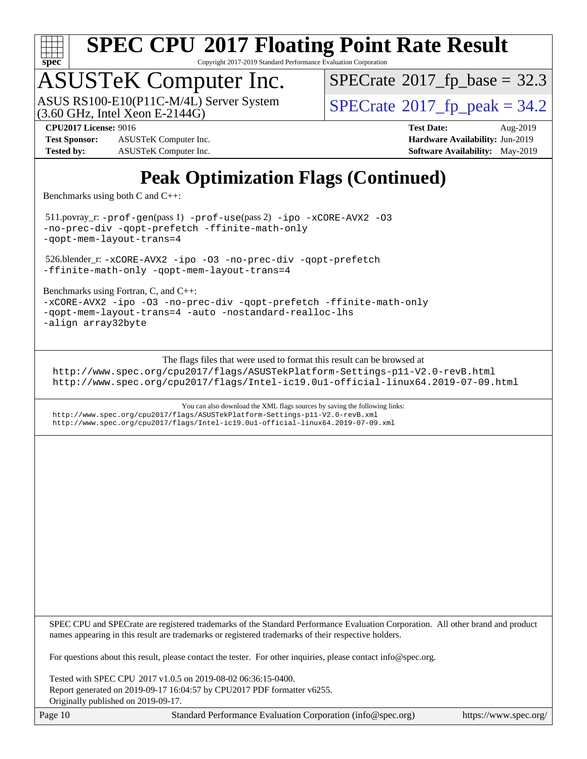# Peak Optimization Flags (Continued)

Benchmarks using both C and C++:

511.povray_r: `-prof-gen`(pass 1) `-prof-use`(pass 2) `-ipo -xCORE-AVX2 -O3 -no-prec-div -qopt-prefetch -ffinite-math-only -qopt-mem-layout-trans=4`

526.blender_r: `-xCORE-AVX2 -ipo -O3 -no-prec-div -qopt-prefetch -ffinite-math-only -qopt-mem-layout-trans=4`

Benchmarks using Fortran, C, and C++:
`-xCORE-AVX2 -ipo -O3 -no-prec-div -qopt-prefetch -ffinite-math-only -qopt-mem-layout-trans=4 -auto -nostandard-realloc-lhs -align array32byte`

The flags files that were used to format this result can be browsed at
http://www.spec.org/cpu2017/flags/ASUSTekPlatform-Settings-p11-V2.0-revB.html
http://www.spec.org/cpu2017/flags/Intel-ic19.0u1-official-linux64.2019-07-09.html

You can also download the XML flags sources by saving the following links:
http://www.spec.org/cpu2017/flags/ASUSTekPlatform-Settings-p11-V2.0-revB.xml
http://www.spec.org/cpu2017/flags/Intel-ic19.0u1-official-linux64.2019-07-09.xml

SPEC CPU and SPECrate are registered trademarks of the Standard Performance Evaluation Corporation. All other brand and product names appearing in this result are trademarks or registered trademarks of their respective holders.

For questions about this result, please contact the tester. For other inquiries, please contact info@spec.org.

Tested with SPEC CPU 2017 v1.0.5 on 2019-08-02 06:36:15-0400.
Report generated on 2019-09-17 16:04:57 by CPU2017 PDF formatter v6255.
Originally published on 2019-09-17.